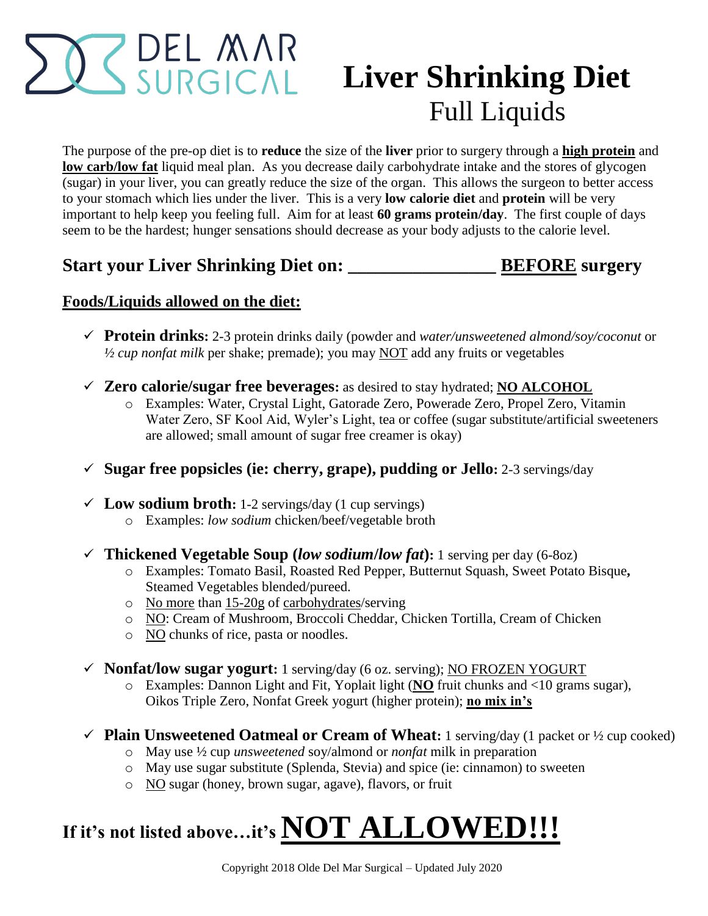DEL MAR SURGICAL

# Liver Shrinking Diet

## Full Liquids

The purpose of the pre-op diet is to **reduce** the size of the **liver** prior to surgery through a **high protein** and **low carb/low fat** liquid meal plan. As you decrease daily carbohydrate intake and the stores of glycogen (sugar) in your liver, you can greatly reduce the size of the organ. This allows the surgeon to better access to your stomach which lies under the liver. This is a very **low calorie diet** and **protein** will be very important to help keep you feeling full. Aim for at least **60 grams protein/day**. The first couple of days seem to be the hardest; hunger sensations should decrease as your body adjusts to the calorie level.

### Start your Liver Shrinking Diet on: _______________ BEFORE surgery

### Foods/Liquids allowed on the diet:

- ✓ **Protein drinks:** 2-3 protein drinks daily (powder and *water/unsweetened almond/soy/coconut* or *½ cup nonfat milk* per shake; premade); you may NOT add any fruits or vegetables

- ✓ **Zero calorie/sugar free beverages:** as desired to stay hydrated; **NO ALCOHOL**
  - Examples: Water, Crystal Light, Gatorade Zero, Powerade Zero, Propel Zero, Vitamin Water Zero, SF Kool Aid, Wyler's Light, tea or coffee (sugar substitute/artificial sweeteners are allowed; small amount of sugar free creamer is okay)

- ✓ **Sugar free popsicles (ie: cherry, grape), pudding or Jello:** 2-3 servings/day

- ✓ **Low sodium broth:** 1-2 servings/day (1 cup servings)
  - Examples: *low sodium* chicken/beef/vegetable broth

- ✓ **Thickened Vegetable Soup (*low sodium/low fat*):** 1 serving per day (6-8oz)
  - Examples: Tomato Basil, Roasted Red Pepper, Butternut Squash, Sweet Potato Bisque**,** Steamed Vegetables blended/pureed.
  - No more than 15-20g of carbohydrates/serving
  - NO: Cream of Mushroom, Broccoli Cheddar, Chicken Tortilla, Cream of Chicken
  - NO chunks of rice, pasta or noodles.

- ✓ **Nonfat/low sugar yogurt:** 1 serving/day (6 oz. serving); NO FROZEN YOGURT
  - Examples: Dannon Light and Fit, Yoplait light (**NO** fruit chunks and <10 grams sugar), Oikos Triple Zero, Nonfat Greek yogurt (higher protein); **no mix in's**

- ✓ **Plain Unsweetened Oatmeal or Cream of Wheat:** 1 serving/day (1 packet or ½ cup cooked)
  - May use ½ cup *unsweetened* soy/almond or *nonfat* milk in preparation
  - May use sugar substitute (Splenda, Stevia) and spice (ie: cinnamon) to sweeten
  - NO sugar (honey, brown sugar, agave), flavors, or fruit

## If it's not listed above…it's **NOT ALLOWED!!!**

Copyright 2018 Olde Del Mar Surgical – Updated July 2020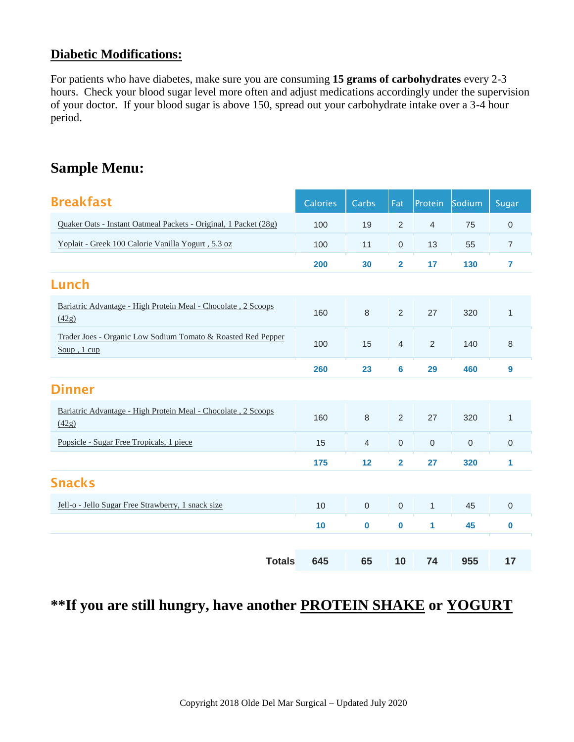## **Diabetic Modifications:**

For patients who have diabetes, make sure you are consuming **15 grams of carbohydrates** every 2-3 hours. Check your blood sugar level more often and adjust medications accordingly under the supervision of your doctor. If your blood sugar is above 150, spread out your carbohydrate intake over a 3-4 hour period.

## Sample Menu:

| Breakfast | Calories | Carbs | Fat | Protein | Sodium | Sugar |
|---|---|---|---|---|---|---|
| Quaker Oats - Instant Oatmeal Packets - Original, 1 Packet (28g) | 100 | 19 | 2 | 4 | 75 | 0 |
| Yoplait - Greek 100 Calorie Vanilla Yogurt , 5.3 oz | 100 | 11 | 0 | 13 | 55 | 7 |
| | **200** | **30** | **2** | **17** | **130** | **7** |
| **Lunch** | | | | | | |
| Bariatric Advantage - High Protein Meal - Chocolate , 2 Scoops (42g) | 160 | 8 | 2 | 27 | 320 | 1 |
| Trader Joes - Organic Low Sodium Tomato & Roasted Red Pepper Soup , 1 cup | 100 | 15 | 4 | 2 | 140 | 8 |
| | **260** | **23** | **6** | **29** | **460** | **9** |
| **Dinner** | | | | | | |
| Bariatric Advantage - High Protein Meal - Chocolate , 2 Scoops (42g) | 160 | 8 | 2 | 27 | 320 | 1 |
| Popsicle - Sugar Free Tropicals, 1 piece | 15 | 4 | 0 | 0 | 0 | 0 |
| | **175** | **12** | **2** | **27** | **320** | **1** |
| **Snacks** | | | | | | |
| Jell-o - Jello Sugar Free Strawberry, 1 snack size | 10 | 0 | 0 | 1 | 45 | 0 |
| | **10** | **0** | **0** | **1** | **45** | **0** |
| **Totals** | **645** | **65** | **10** | **74** | **955** | **17** |

## **If you are still hungry, have another PROTEIN SHAKE or YOGURT

Copyright 2018 Olde Del Mar Surgical – Updated July 2020